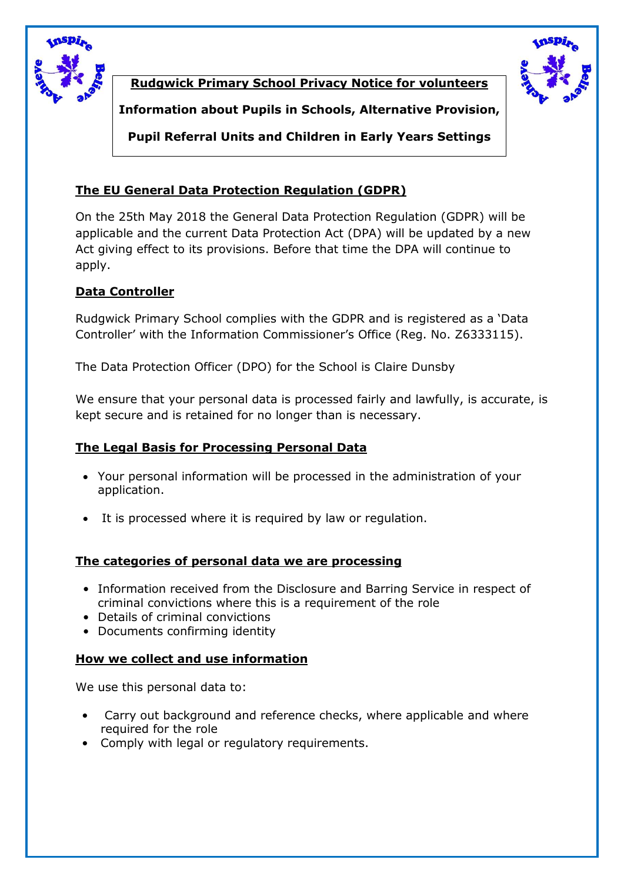# Rudgwick Primary School Privacy Notice for volunteers

**Information about Pupils in Schools, Alternative Provision,**

**Pupil Referral Units and Children in Early Years Settings**

## The EU General Data Protection Regulation (GDPR)

On the 25th May 2018 the General Data Protection Regulation (GDPR) will be applicable and the current Data Protection Act (DPA) will be updated by a new Act giving effect to its provisions. Before that time the DPA will continue to apply.

## Data Controller

Rudgwick Primary School complies with the GDPR and is registered as a 'Data Controller' with the Information Commissioner's Office (Reg. No. Z6333115).

The Data Protection Officer (DPO) for the School is Claire Dunsby

We ensure that your personal data is processed fairly and lawfully, is accurate, is kept secure and is retained for no longer than is necessary.

## The Legal Basis for Processing Personal Data

- Your personal information will be processed in the administration of your application.
- It is processed where it is required by law or regulation.

## The categories of personal data we are processing

- Information received from the Disclosure and Barring Service in respect of criminal convictions where this is a requirement of the role
- Details of criminal convictions
- Documents confirming identity

## How we collect and use information

We use this personal data to:

- Carry out background and reference checks, where applicable and where required for the role
- Comply with legal or regulatory requirements.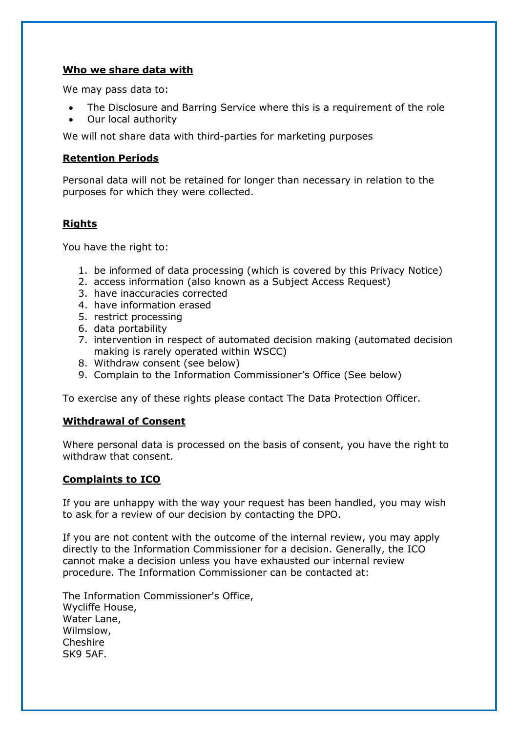**Who we share data with**

We may pass data to:

- The Disclosure and Barring Service where this is a requirement of the role
- Our local authority

We will not share data with third-parties for marketing purposes

**Retention Periods**

Personal data will not be retained for longer than necessary in relation to the purposes for which they were collected.

**Rights**

You have the right to:

1. be informed of data processing (which is covered by this Privacy Notice)
2. access information (also known as a Subject Access Request)
3. have inaccuracies corrected
4. have information erased
5. restrict processing
6. data portability
7. intervention in respect of automated decision making (automated decision making is rarely operated within WSCC)
8. Withdraw consent (see below)
9. Complain to the Information Commissioner's Office (See below)

To exercise any of these rights please contact The Data Protection Officer.

**Withdrawal of Consent**

Where personal data is processed on the basis of consent, you have the right to withdraw that consent.

**Complaints to ICO**

If you are unhappy with the way your request has been handled, you may wish to ask for a review of our decision by contacting the DPO.

If you are not content with the outcome of the internal review, you may apply directly to the Information Commissioner for a decision. Generally, the ICO cannot make a decision unless you have exhausted our internal review procedure. The Information Commissioner can be contacted at:

The Information Commissioner's Office,
Wycliffe House,
Water Lane,
Wilmslow,
Cheshire
SK9 5AF.